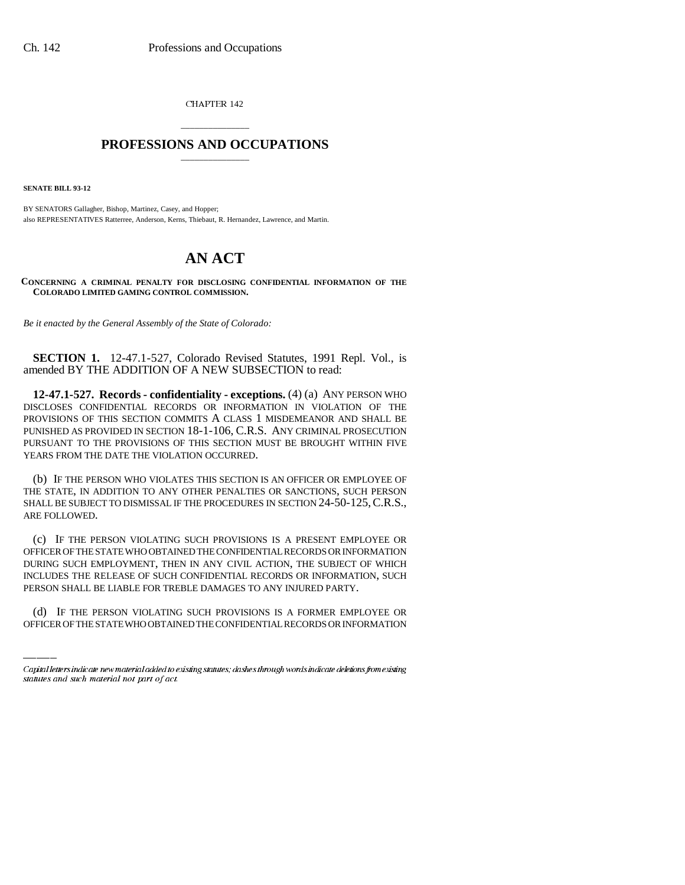CHAPTER 142

# PROFESSIONS AND OCCUPATIONS

**SENATE BILL 93-12**

BY SENATORS Gallagher, Bishop, Martinez, Casey, and Hopper;
also REPRESENTATIVES Ratterree, Anderson, Kerns, Thiebaut, R. Hernandez, Lawrence, and Martin.

# AN ACT

**CONCERNING A CRIMINAL PENALTY FOR DISCLOSING CONFIDENTIAL INFORMATION OF THE COLORADO LIMITED GAMING CONTROL COMMISSION.**

*Be it enacted by the General Assembly of the State of Colorado:*

**SECTION 1.** 12-47.1-527, Colorado Revised Statutes, 1991 Repl. Vol., is amended BY THE ADDITION OF A NEW SUBSECTION to read:

**12-47.1-527. Records - confidentiality - exceptions.** (4) (a) ANY PERSON WHO DISCLOSES CONFIDENTIAL RECORDS OR INFORMATION IN VIOLATION OF THE PROVISIONS OF THIS SECTION COMMITS A CLASS 1 MISDEMEANOR AND SHALL BE PUNISHED AS PROVIDED IN SECTION 18-1-106, C.R.S. ANY CRIMINAL PROSECUTION PURSUANT TO THE PROVISIONS OF THIS SECTION MUST BE BROUGHT WITHIN FIVE YEARS FROM THE DATE THE VIOLATION OCCURRED.

(b) IF THE PERSON WHO VIOLATES THIS SECTION IS AN OFFICER OR EMPLOYEE OF THE STATE, IN ADDITION TO ANY OTHER PENALTIES OR SANCTIONS, SUCH PERSON SHALL BE SUBJECT TO DISMISSAL IF THE PROCEDURES IN SECTION 24-50-125, C.R.S., ARE FOLLOWED.

(c) IF THE PERSON VIOLATING SUCH PROVISIONS IS A PRESENT EMPLOYEE OR OFFICER OF THE STATE WHO OBTAINED THE CONFIDENTIAL RECORDS OR INFORMATION DURING SUCH EMPLOYMENT, THEN IN ANY CIVIL ACTION, THE SUBJECT OF WHICH INCLUDES THE RELEASE OF SUCH CONFIDENTIAL RECORDS OR INFORMATION, SUCH PERSON SHALL BE LIABLE FOR TREBLE DAMAGES TO ANY INJURED PARTY.

(d) IF THE PERSON VIOLATING SUCH PROVISIONS IS A FORMER EMPLOYEE OR OFFICER OF THE STATE WHO OBTAINED THE CONFIDENTIAL RECORDS OR INFORMATION

*Capital letters indicate new material added to existing statutes; dashes through words indicate deletions from existing statutes and such material not part of act.*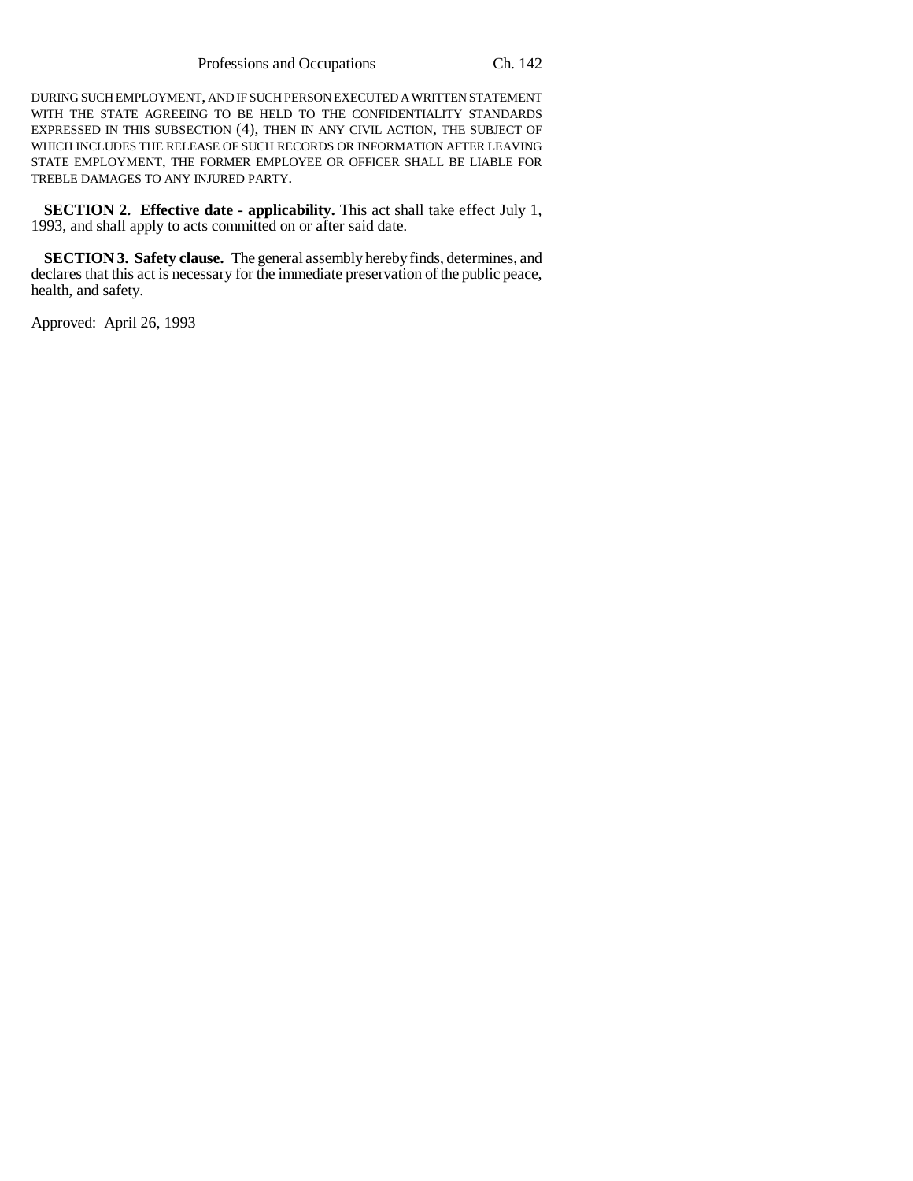DURING SUCH EMPLOYMENT, AND IF SUCH PERSON EXECUTED A WRITTEN STATEMENT WITH THE STATE AGREEING TO BE HELD TO THE CONFIDENTIALITY STANDARDS EXPRESSED IN THIS SUBSECTION (4), THEN IN ANY CIVIL ACTION, THE SUBJECT OF WHICH INCLUDES THE RELEASE OF SUCH RECORDS OR INFORMATION AFTER LEAVING STATE EMPLOYMENT, THE FORMER EMPLOYEE OR OFFICER SHALL BE LIABLE FOR TREBLE DAMAGES TO ANY INJURED PARTY.

**SECTION 2. Effective date - applicability.** This act shall take effect July 1, 1993, and shall apply to acts committed on or after said date.

**SECTION 3. Safety clause.** The general assembly hereby finds, determines, and declares that this act is necessary for the immediate preservation of the public peace, health, and safety.

Approved: April 26, 1993